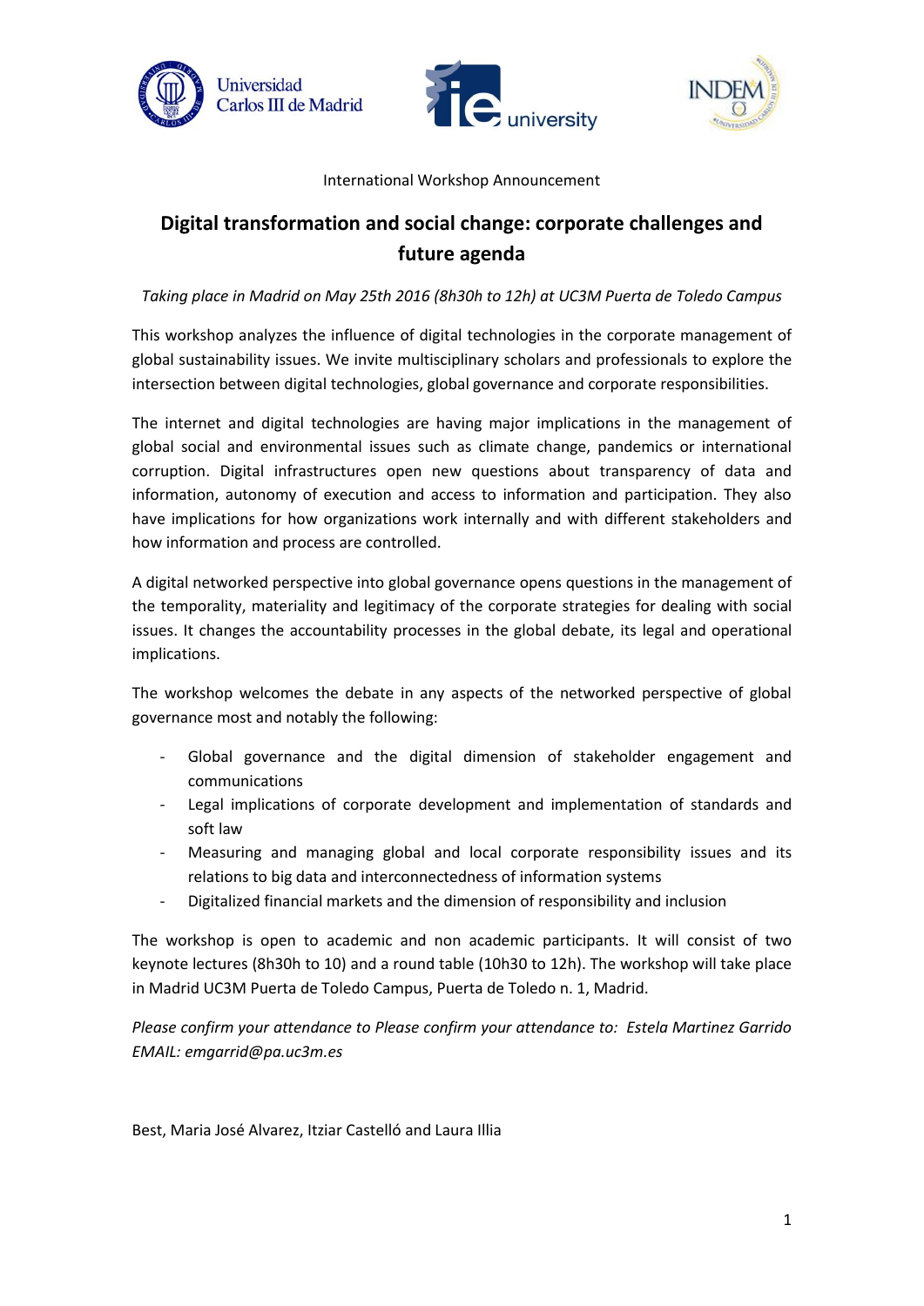International Workshop Announcement

# Digital transformation and social change: corporate challenges and future agenda

*Taking place in Madrid on May 25th 2016 (8h30h to 12h) at UC3M Puerta de Toledo Campus*

This workshop analyzes the influence of digital technologies in the corporate management of global sustainability issues. We invite multisciplinary scholars and professionals to explore the intersection between digital technologies, global governance and corporate responsibilities.

The internet and digital technologies are having major implications in the management of global social and environmental issues such as climate change, pandemics or international corruption. Digital infrastructures open new questions about transparency of data and information, autonomy of execution and access to information and participation. They also have implications for how organizations work internally and with different stakeholders and how information and process are controlled.

A digital networked perspective into global governance opens questions in the management of the temporality, materiality and legitimacy of the corporate strategies for dealing with social issues. It changes the accountability processes in the global debate, its legal and operational implications.

The workshop welcomes the debate in any aspects of the networked perspective of global governance most and notably the following:

- Global governance and the digital dimension of stakeholder engagement and communications
- Legal implications of corporate development and implementation of standards and soft law
- Measuring and managing global and local corporate responsibility issues and its relations to big data and interconnectedness of information systems
- Digitalized financial markets and the dimension of responsibility and inclusion

The workshop is open to academic and non academic participants. It will consist of two keynote lectures (8h30h to 10) and a round table (10h30 to 12h). The workshop will take place in Madrid UC3M Puerta de Toledo Campus, Puerta de Toledo n. 1, Madrid.

*Please confirm your attendance to Please confirm your attendance to: Estela Martinez Garrido EMAIL: emgarrid@pa.uc3m.es*

Best, Maria José Alvarez, Itziar Castelló and Laura Illia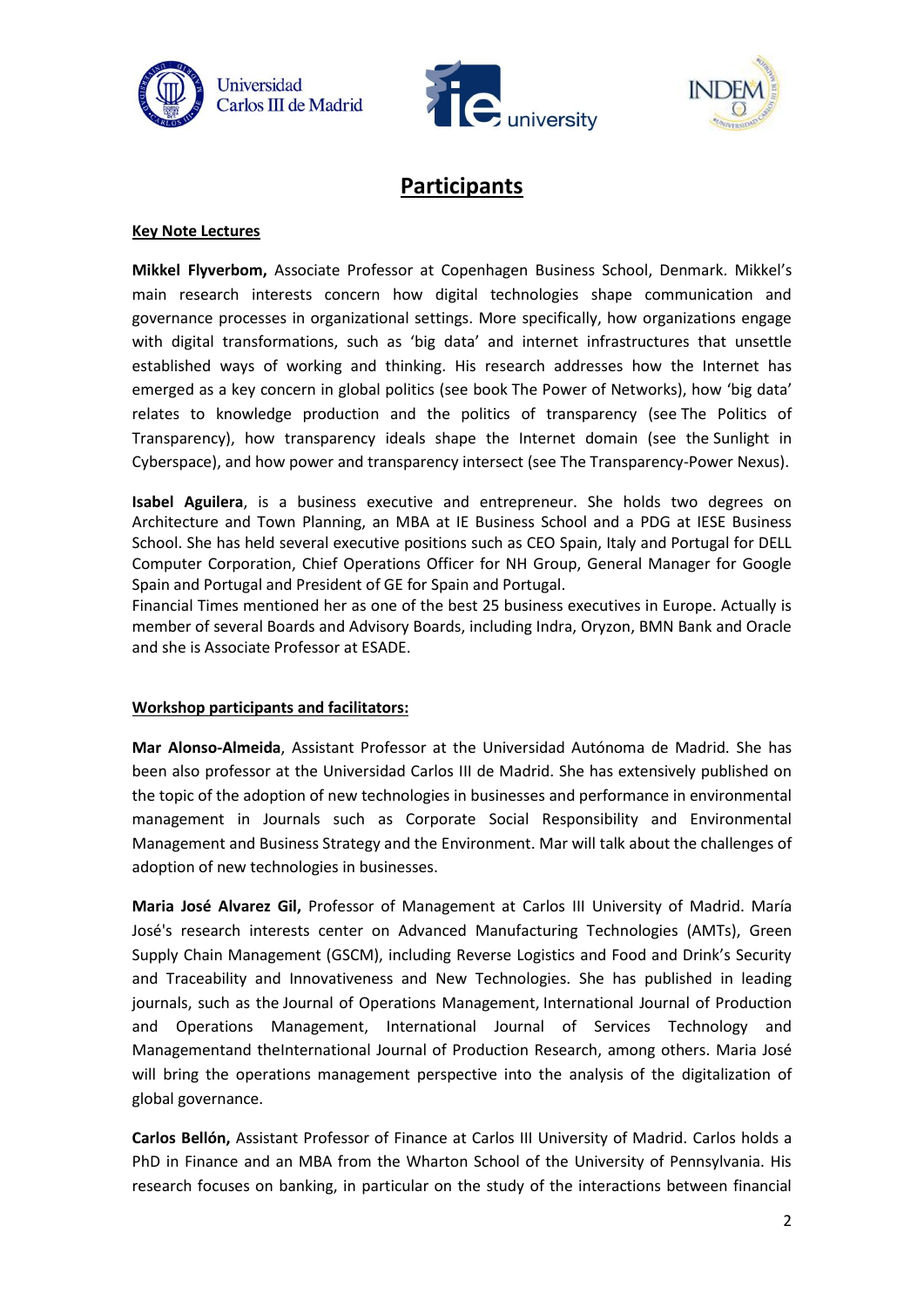# Participants

**Key Note Lectures**

**Mikkel Flyverbom,** Associate Professor at Copenhagen Business School, Denmark. Mikkel's main research interests concern how digital technologies shape communication and governance processes in organizational settings. More specifically, how organizations engage with digital transformations, such as 'big data' and internet infrastructures that unsettle established ways of working and thinking. His research addresses how the Internet has emerged as a key concern in global politics (see book The Power of Networks), how 'big data' relates to knowledge production and the politics of transparency (see The Politics of Transparency), how transparency ideals shape the Internet domain (see the Sunlight in Cyberspace), and how power and transparency intersect (see The Transparency-Power Nexus).

**Isabel Aguilera**, is a business executive and entrepreneur. She holds two degrees on Architecture and Town Planning, an MBA at IE Business School and a PDG at IESE Business School. She has held several executive positions such as CEO Spain, Italy and Portugal for DELL Computer Corporation, Chief Operations Officer for NH Group, General Manager for Google Spain and Portugal and President of GE for Spain and Portugal.
Financial Times mentioned her as one of the best 25 business executives in Europe. Actually is member of several Boards and Advisory Boards, including Indra, Oryzon, BMN Bank and Oracle and she is Associate Professor at ESADE.

**Workshop participants and facilitators:**

**Mar Alonso-Almeida**, Assistant Professor at the Universidad Autónoma de Madrid. She has been also professor at the Universidad Carlos III de Madrid. She has extensively published on the topic of the adoption of new technologies in businesses and performance in environmental management in Journals such as Corporate Social Responsibility and Environmental Management and Business Strategy and the Environment. Mar will talk about the challenges of adoption of new technologies in businesses.

**Maria José Alvarez Gil,** Professor of Management at Carlos III University of Madrid. María José's research interests center on Advanced Manufacturing Technologies (AMTs), Green Supply Chain Management (GSCM), including Reverse Logistics and Food and Drink's Security and Traceability and Innovativeness and New Technologies. She has published in leading journals, such as the Journal of Operations Management, International Journal of Production and Operations Management, International Journal of Services Technology and Managementand theInternational Journal of Production Research, among others. Maria José will bring the operations management perspective into the analysis of the digitalization of global governance.

**Carlos Bellón,** Assistant Professor of Finance at Carlos III University of Madrid. Carlos holds a PhD in Finance and an MBA from the Wharton School of the University of Pennsylvania. His research focuses on banking, in particular on the study of the interactions between financial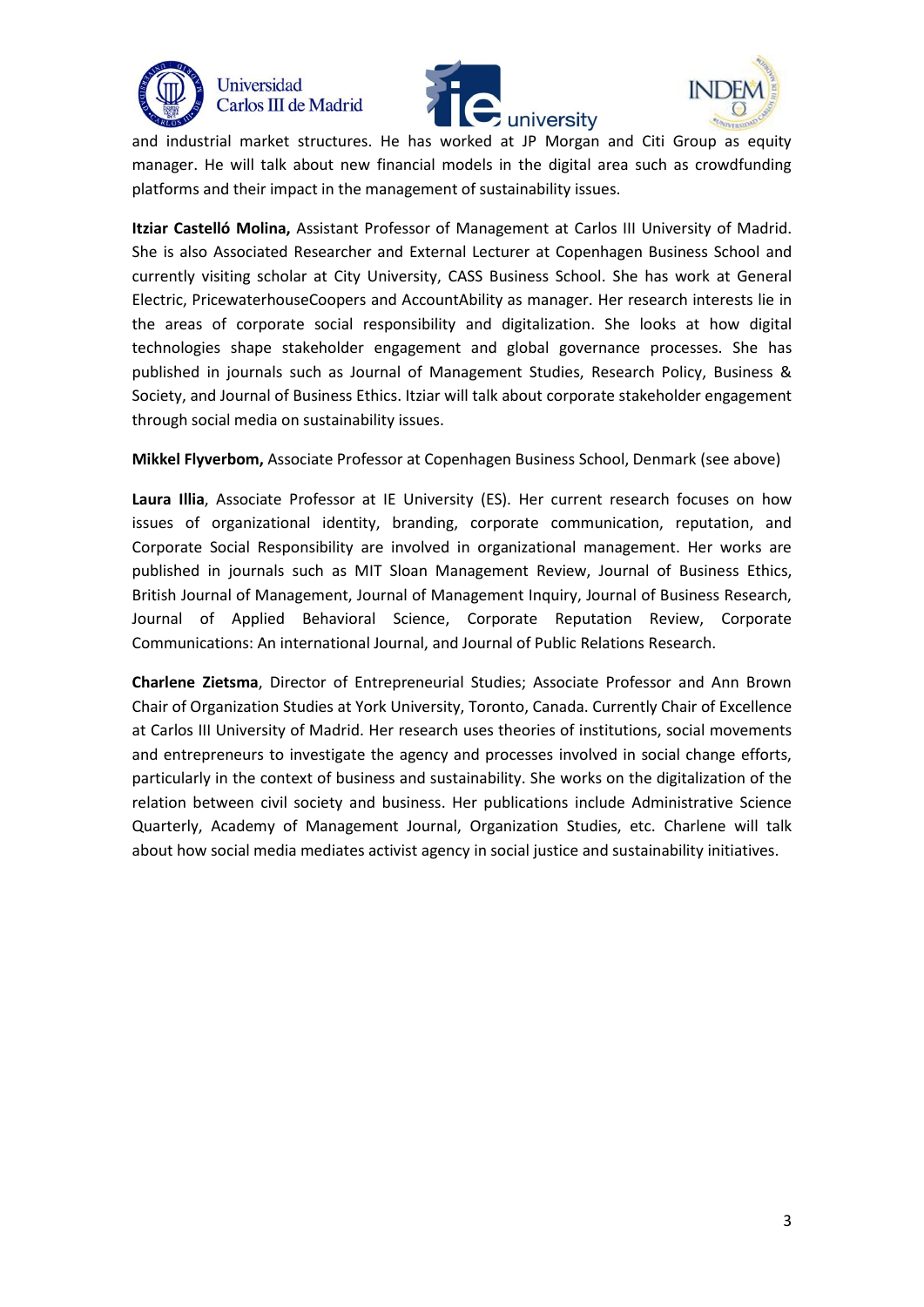and industrial market structures. He has worked at JP Morgan and Citi Group as equity manager. He will talk about new financial models in the digital area such as crowdfunding platforms and their impact in the management of sustainability issues.

**Itziar Castelló Molina,** Assistant Professor of Management at Carlos III University of Madrid. She is also Associated Researcher and External Lecturer at Copenhagen Business School and currently visiting scholar at City University, CASS Business School. She has work at General Electric, PricewaterhouseCoopers and AccountAbility as manager. Her research interests lie in the areas of corporate social responsibility and digitalization. She looks at how digital technologies shape stakeholder engagement and global governance processes. She has published in journals such as Journal of Management Studies, Research Policy, Business & Society, and Journal of Business Ethics. Itziar will talk about corporate stakeholder engagement through social media on sustainability issues.

**Mikkel Flyverbom,** Associate Professor at Copenhagen Business School, Denmark (see above)

**Laura Illia**, Associate Professor at IE University (ES). Her current research focuses on how issues of organizational identity, branding, corporate communication, reputation, and Corporate Social Responsibility are involved in organizational management. Her works are published in journals such as MIT Sloan Management Review, Journal of Business Ethics, British Journal of Management, Journal of Management Inquiry, Journal of Business Research, Journal of Applied Behavioral Science, Corporate Reputation Review, Corporate Communications: An international Journal, and Journal of Public Relations Research.

**Charlene Zietsma**, Director of Entrepreneurial Studies; Associate Professor and Ann Brown Chair of Organization Studies at York University, Toronto, Canada. Currently Chair of Excellence at Carlos III University of Madrid. Her research uses theories of institutions, social movements and entrepreneurs to investigate the agency and processes involved in social change efforts, particularly in the context of business and sustainability. She works on the digitalization of the relation between civil society and business. Her publications include Administrative Science Quarterly, Academy of Management Journal, Organization Studies, etc. Charlene will talk about how social media mediates activist agency in social justice and sustainability initiatives.